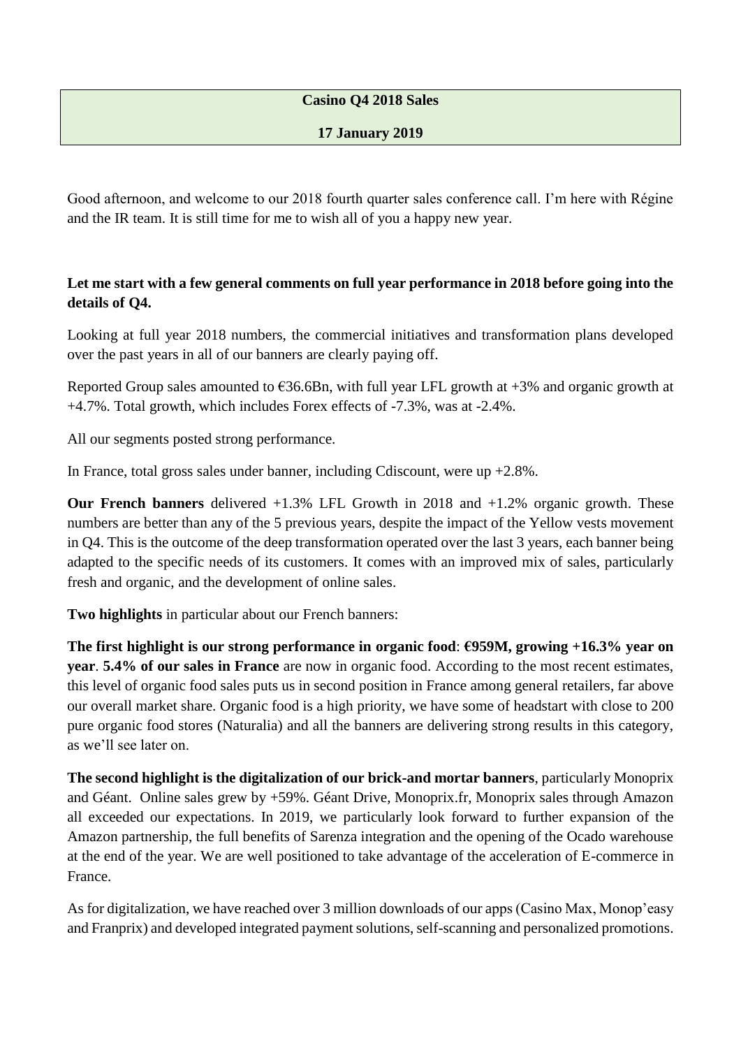**Casino Q4 2018 Sales**

**17 January 2019**

Good afternoon, and welcome to our 2018 fourth quarter sales conference call. I'm here with Régine and the IR team. It is still time for me to wish all of you a happy new year.

**Let me start with a few general comments on full year performance in 2018 before going into the details of Q4.**

Looking at full year 2018 numbers, the commercial initiatives and transformation plans developed over the past years in all of our banners are clearly paying off.

Reported Group sales amounted to €36.6Bn, with full year LFL growth at +3% and organic growth at +4.7%. Total growth, which includes Forex effects of -7.3%, was at -2.4%.

All our segments posted strong performance.

In France, total gross sales under banner, including Cdiscount, were up +2.8%.

**Our French banners** delivered +1.3% LFL Growth in 2018 and +1.2% organic growth. These numbers are better than any of the 5 previous years, despite the impact of the Yellow vests movement in Q4. This is the outcome of the deep transformation operated over the last 3 years, each banner being adapted to the specific needs of its customers. It comes with an improved mix of sales, particularly fresh and organic, and the development of online sales.

**Two highlights** in particular about our French banners:

**The first highlight is our strong performance in organic food**: **€959M, growing +16.3% year on year**. **5.4% of our sales in France** are now in organic food. According to the most recent estimates, this level of organic food sales puts us in second position in France among general retailers, far above our overall market share. Organic food is a high priority, we have some of headstart with close to 200 pure organic food stores (Naturalia) and all the banners are delivering strong results in this category, as we'll see later on.

**The second highlight is the digitalization of our brick-and mortar banners**, particularly Monoprix and Géant. Online sales grew by +59%. Géant Drive, Monoprix.fr, Monoprix sales through Amazon all exceeded our expectations. In 2019, we particularly look forward to further expansion of the Amazon partnership, the full benefits of Sarenza integration and the opening of the Ocado warehouse at the end of the year. We are well positioned to take advantage of the acceleration of E-commerce in France.

As for digitalization, we have reached over 3 million downloads of our apps (Casino Max, Monop'easy and Franprix) and developed integrated payment solutions, self-scanning and personalized promotions.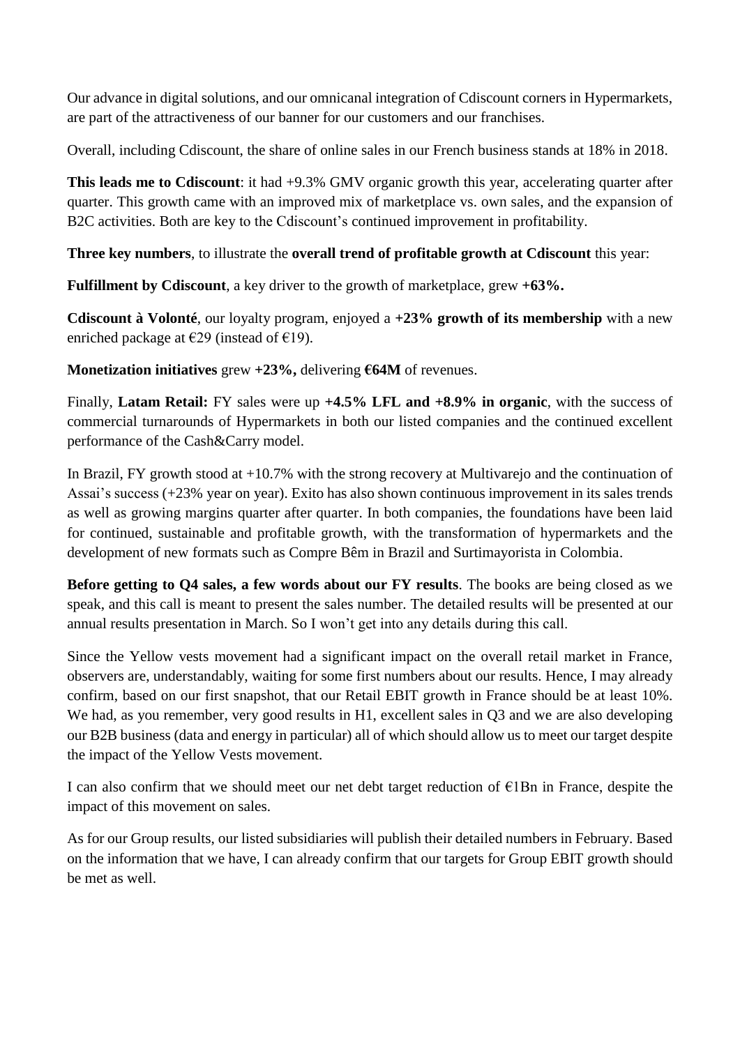Our advance in digital solutions, and our omnicanal integration of Cdiscount corners in Hypermarkets, are part of the attractiveness of our banner for our customers and our franchises.

Overall, including Cdiscount, the share of online sales in our French business stands at 18% in 2018.

**This leads me to Cdiscount**: it had +9.3% GMV organic growth this year, accelerating quarter after quarter. This growth came with an improved mix of marketplace vs. own sales, and the expansion of B2C activities. Both are key to the Cdiscount's continued improvement in profitability.

**Three key numbers**, to illustrate the **overall trend of profitable growth at Cdiscount** this year:

**Fulfillment by Cdiscount**, a key driver to the growth of marketplace, grew **+63%.**

**Cdiscount à Volonté**, our loyalty program, enjoyed a **+23% growth of its membership** with a new enriched package at €29 (instead of €19).

**Monetization initiatives** grew **+23%,** delivering **€64M** of revenues.

Finally, **Latam Retail:** FY sales were up **+4.5% LFL and +8.9% in organic**, with the success of commercial turnarounds of Hypermarkets in both our listed companies and the continued excellent performance of the Cash&Carry model.

In Brazil, FY growth stood at +10.7% with the strong recovery at Multivarejo and the continuation of Assai's success (+23% year on year). Exito has also shown continuous improvement in its sales trends as well as growing margins quarter after quarter. In both companies, the foundations have been laid for continued, sustainable and profitable growth, with the transformation of hypermarkets and the development of new formats such as Compre Bêm in Brazil and Surtimayorista in Colombia.

**Before getting to Q4 sales, a few words about our FY results**. The books are being closed as we speak, and this call is meant to present the sales number. The detailed results will be presented at our annual results presentation in March. So I won't get into any details during this call.

Since the Yellow vests movement had a significant impact on the overall retail market in France, observers are, understandably, waiting for some first numbers about our results. Hence, I may already confirm, based on our first snapshot, that our Retail EBIT growth in France should be at least 10%. We had, as you remember, very good results in H1, excellent sales in Q3 and we are also developing our B2B business (data and energy in particular) all of which should allow us to meet our target despite the impact of the Yellow Vests movement.

I can also confirm that we should meet our net debt target reduction of €1Bn in France, despite the impact of this movement on sales.

As for our Group results, our listed subsidiaries will publish their detailed numbers in February. Based on the information that we have, I can already confirm that our targets for Group EBIT growth should be met as well.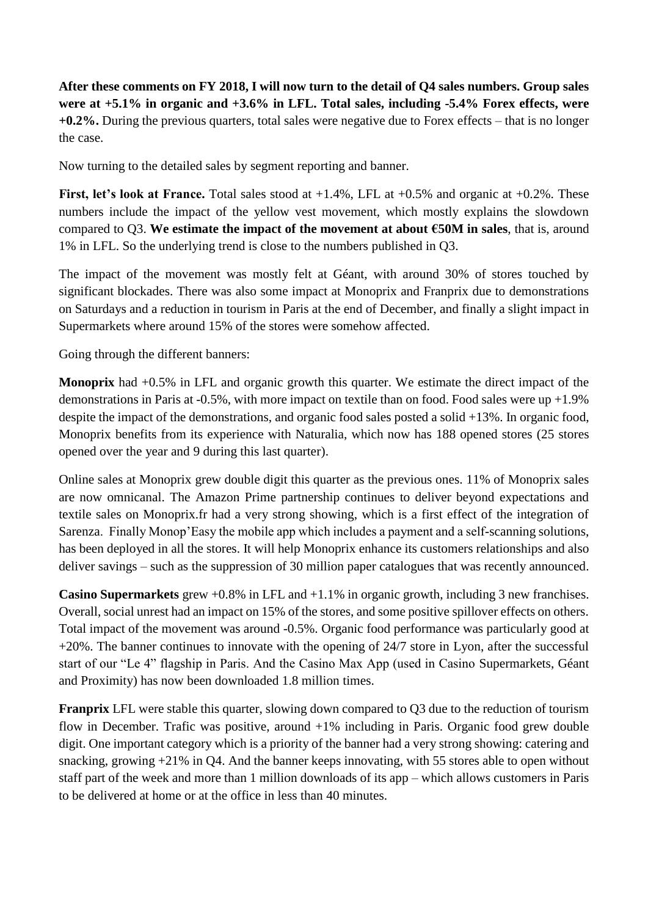**After these comments on FY 2018, I will now turn to the detail of Q4 sales numbers. Group sales were at +5.1% in organic and +3.6% in LFL. Total sales, including -5.4% Forex effects, were +0.2%.** During the previous quarters, total sales were negative due to Forex effects – that is no longer the case.

Now turning to the detailed sales by segment reporting and banner.

**First, let's look at France.** Total sales stood at +1.4%, LFL at +0.5% and organic at +0.2%. These numbers include the impact of the yellow vest movement, which mostly explains the slowdown compared to Q3. **We estimate the impact of the movement at about €50M in sales**, that is, around 1% in LFL. So the underlying trend is close to the numbers published in Q3.

The impact of the movement was mostly felt at Géant, with around 30% of stores touched by significant blockades. There was also some impact at Monoprix and Franprix due to demonstrations on Saturdays and a reduction in tourism in Paris at the end of December, and finally a slight impact in Supermarkets where around 15% of the stores were somehow affected.

Going through the different banners:

**Monoprix** had +0.5% in LFL and organic growth this quarter. We estimate the direct impact of the demonstrations in Paris at -0.5%, with more impact on textile than on food. Food sales were up +1.9% despite the impact of the demonstrations, and organic food sales posted a solid +13%. In organic food, Monoprix benefits from its experience with Naturalia, which now has 188 opened stores (25 stores opened over the year and 9 during this last quarter).

Online sales at Monoprix grew double digit this quarter as the previous ones. 11% of Monoprix sales are now omnicanal. The Amazon Prime partnership continues to deliver beyond expectations and textile sales on Monoprix.fr had a very strong showing, which is a first effect of the integration of Sarenza. Finally Monop'Easy the mobile app which includes a payment and a self-scanning solutions, has been deployed in all the stores. It will help Monoprix enhance its customers relationships and also deliver savings – such as the suppression of 30 million paper catalogues that was recently announced.

**Casino Supermarkets** grew +0.8% in LFL and +1.1% in organic growth, including 3 new franchises. Overall, social unrest had an impact on 15% of the stores, and some positive spillover effects on others. Total impact of the movement was around -0.5%. Organic food performance was particularly good at +20%. The banner continues to innovate with the opening of 24/7 store in Lyon, after the successful start of our "Le 4" flagship in Paris. And the Casino Max App (used in Casino Supermarkets, Géant and Proximity) has now been downloaded 1.8 million times.

**Franprix** LFL were stable this quarter, slowing down compared to Q3 due to the reduction of tourism flow in December. Trafic was positive, around +1% including in Paris. Organic food grew double digit. One important category which is a priority of the banner had a very strong showing: catering and snacking, growing +21% in Q4. And the banner keeps innovating, with 55 stores able to open without staff part of the week and more than 1 million downloads of its app – which allows customers in Paris to be delivered at home or at the office in less than 40 minutes.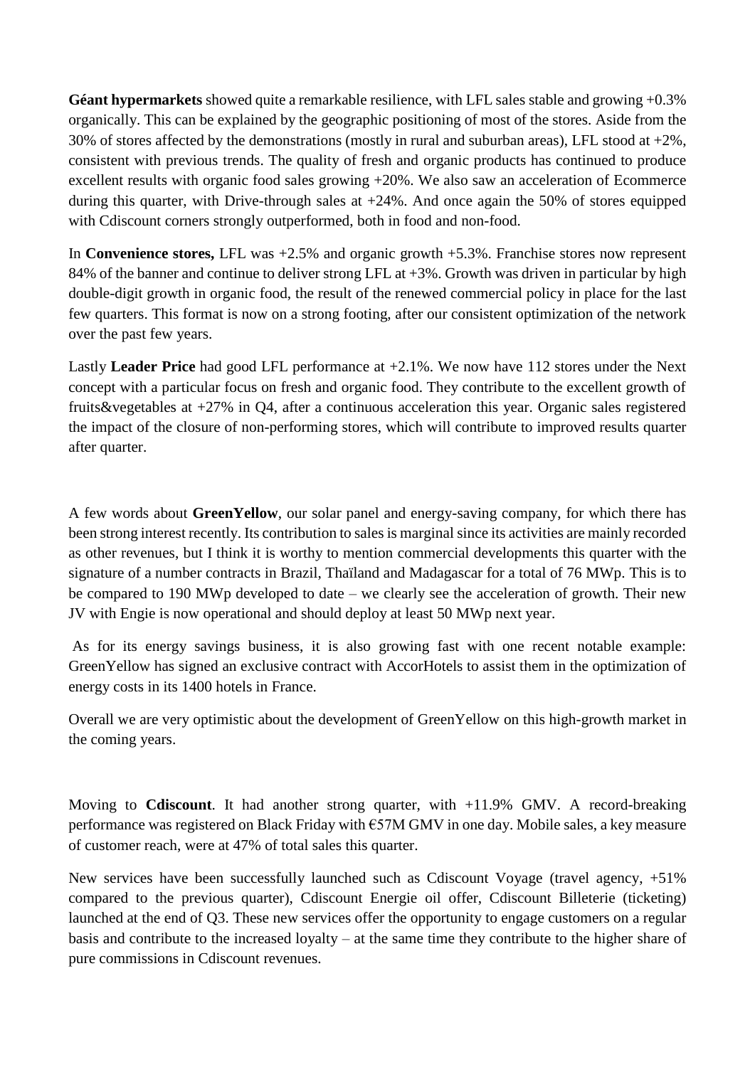**Géant hypermarkets** showed quite a remarkable resilience, with LFL sales stable and growing +0.3% organically. This can be explained by the geographic positioning of most of the stores. Aside from the 30% of stores affected by the demonstrations (mostly in rural and suburban areas), LFL stood at +2%, consistent with previous trends. The quality of fresh and organic products has continued to produce excellent results with organic food sales growing +20%. We also saw an acceleration of Ecommerce during this quarter, with Drive-through sales at +24%. And once again the 50% of stores equipped with Cdiscount corners strongly outperformed, both in food and non-food.

In **Convenience stores,** LFL was +2.5% and organic growth +5.3%. Franchise stores now represent 84% of the banner and continue to deliver strong LFL at +3%. Growth was driven in particular by high double-digit growth in organic food, the result of the renewed commercial policy in place for the last few quarters. This format is now on a strong footing, after our consistent optimization of the network over the past few years.

Lastly **Leader Price** had good LFL performance at +2.1%. We now have 112 stores under the Next concept with a particular focus on fresh and organic food. They contribute to the excellent growth of fruits&vegetables at +27% in Q4, after a continuous acceleration this year. Organic sales registered the impact of the closure of non-performing stores, which will contribute to improved results quarter after quarter.

A few words about **GreenYellow**, our solar panel and energy-saving company, for which there has been strong interest recently. Its contribution to sales is marginal since its activities are mainly recorded as other revenues, but I think it is worthy to mention commercial developments this quarter with the signature of a number contracts in Brazil, Thaïland and Madagascar for a total of 76 MWp. This is to be compared to 190 MWp developed to date – we clearly see the acceleration of growth. Their new JV with Engie is now operational and should deploy at least 50 MWp next year.

As for its energy savings business, it is also growing fast with one recent notable example: GreenYellow has signed an exclusive contract with AccorHotels to assist them in the optimization of energy costs in its 1400 hotels in France.

Overall we are very optimistic about the development of GreenYellow on this high-growth market in the coming years.

Moving to **Cdiscount**. It had another strong quarter, with +11.9% GMV. A record-breaking performance was registered on Black Friday with €57M GMV in one day. Mobile sales, a key measure of customer reach, were at 47% of total sales this quarter.

New services have been successfully launched such as Cdiscount Voyage (travel agency, +51% compared to the previous quarter), Cdiscount Energie oil offer, Cdiscount Billeterie (ticketing) launched at the end of Q3. These new services offer the opportunity to engage customers on a regular basis and contribute to the increased loyalty – at the same time they contribute to the higher share of pure commissions in Cdiscount revenues.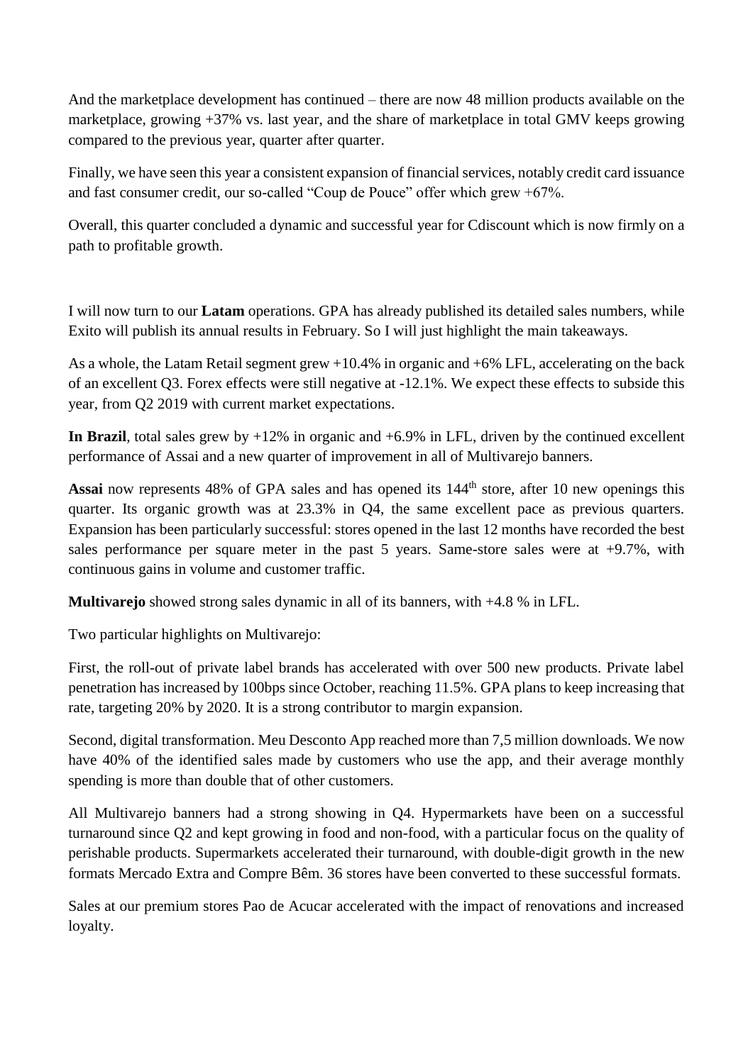And the marketplace development has continued – there are now 48 million products available on the marketplace, growing +37% vs. last year, and the share of marketplace in total GMV keeps growing compared to the previous year, quarter after quarter.

Finally, we have seen this year a consistent expansion of financial services, notably credit card issuance and fast consumer credit, our so-called "Coup de Pouce" offer which grew +67%.

Overall, this quarter concluded a dynamic and successful year for Cdiscount which is now firmly on a path to profitable growth.

I will now turn to our **Latam** operations. GPA has already published its detailed sales numbers, while Exito will publish its annual results in February. So I will just highlight the main takeaways.

As a whole, the Latam Retail segment grew +10.4% in organic and +6% LFL, accelerating on the back of an excellent Q3. Forex effects were still negative at -12.1%. We expect these effects to subside this year, from Q2 2019 with current market expectations.

**In Brazil**, total sales grew by +12% in organic and +6.9% in LFL, driven by the continued excellent performance of Assai and a new quarter of improvement in all of Multivarejo banners.

**Assai** now represents 48% of GPA sales and has opened its 144th store, after 10 new openings this quarter. Its organic growth was at 23.3% in Q4, the same excellent pace as previous quarters. Expansion has been particularly successful: stores opened in the last 12 months have recorded the best sales performance per square meter in the past 5 years. Same-store sales were at +9.7%, with continuous gains in volume and customer traffic.

**Multivarejo** showed strong sales dynamic in all of its banners, with +4.8 % in LFL.

Two particular highlights on Multivarejo:

First, the roll-out of private label brands has accelerated with over 500 new products. Private label penetration has increased by 100bps since October, reaching 11.5%. GPA plans to keep increasing that rate, targeting 20% by 2020. It is a strong contributor to margin expansion.

Second, digital transformation. Meu Desconto App reached more than 7,5 million downloads. We now have 40% of the identified sales made by customers who use the app, and their average monthly spending is more than double that of other customers.

All Multivarejo banners had a strong showing in Q4. Hypermarkets have been on a successful turnaround since Q2 and kept growing in food and non-food, with a particular focus on the quality of perishable products. Supermarkets accelerated their turnaround, with double-digit growth in the new formats Mercado Extra and Compre Bêm. 36 stores have been converted to these successful formats.

Sales at our premium stores Pao de Acucar accelerated with the impact of renovations and increased loyalty.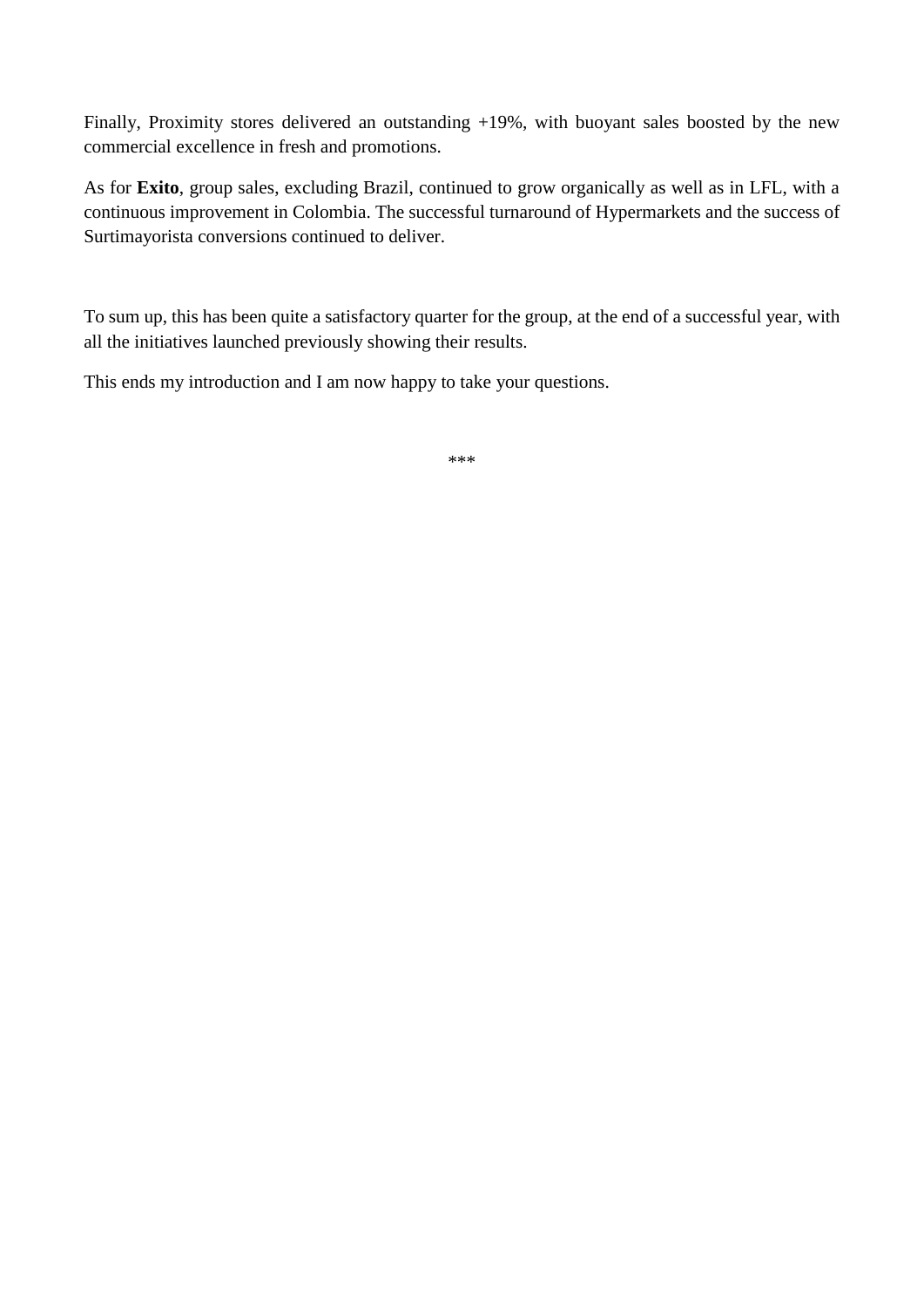Finally, Proximity stores delivered an outstanding +19%, with buoyant sales boosted by the new commercial excellence in fresh and promotions.

As for **Exito**, group sales, excluding Brazil, continued to grow organically as well as in LFL, with a continuous improvement in Colombia. The successful turnaround of Hypermarkets and the success of Surtimayorista conversions continued to deliver.

To sum up, this has been quite a satisfactory quarter for the group, at the end of a successful year, with all the initiatives launched previously showing their results.

This ends my introduction and I am now happy to take your questions.

***